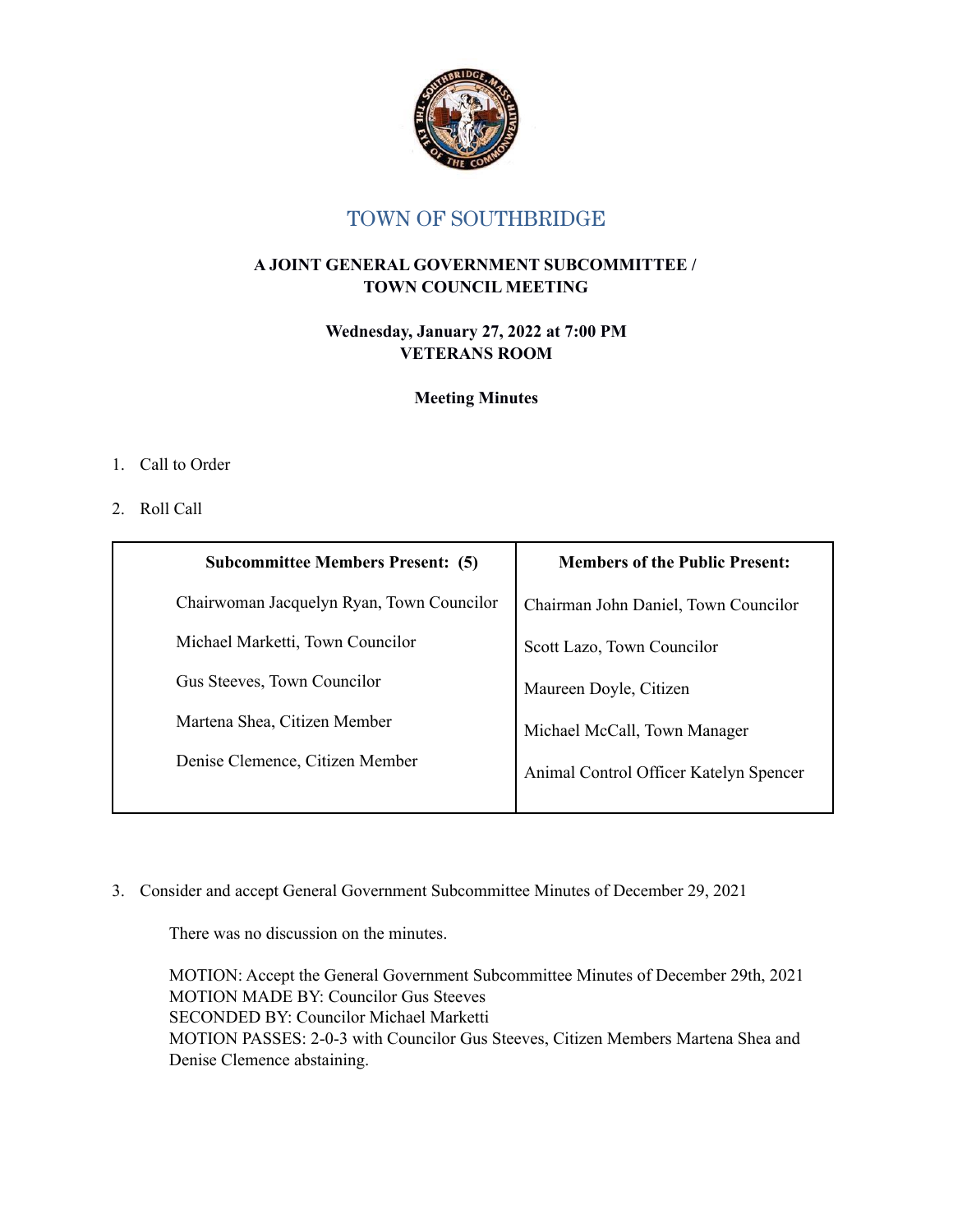# TOWN OF SOUTHBRIDGE

**A JOINT GENERAL GOVERNMENT SUBCOMMITTEE / TOWN COUNCIL MEETING**

**Wednesday, January 27, 2022 at 7:00 PM**
**VETERANS ROOM**

**Meeting Minutes**

1. Call to Order

2. Roll Call

| **Subcommittee Members Present: (5)** | **Members of the Public Present:** |
|---|---|
| Chairwoman Jacquelyn Ryan, Town Councilor | Chairman John Daniel, Town Councilor |
| Michael Marketti, Town Councilor | Scott Lazo, Town Councilor |
| Gus Steeves, Town Councilor | Maureen Doyle, Citizen |
| Martena Shea, Citizen Member | Michael McCall, Town Manager |
| Denise Clemence, Citizen Member | Animal Control Officer Katelyn Spencer |

3. Consider and accept General Government Subcommittee Minutes of December 29, 2021

   There was no discussion on the minutes.

   MOTION: Accept the General Government Subcommittee Minutes of December 29th, 2021
   MOTION MADE BY: Councilor Gus Steeves
   SECONDED BY: Councilor Michael Marketti
   MOTION PASSES: 2-0-3 with Councilor Gus Steeves, Citizen Members Martena Shea and Denise Clemence abstaining.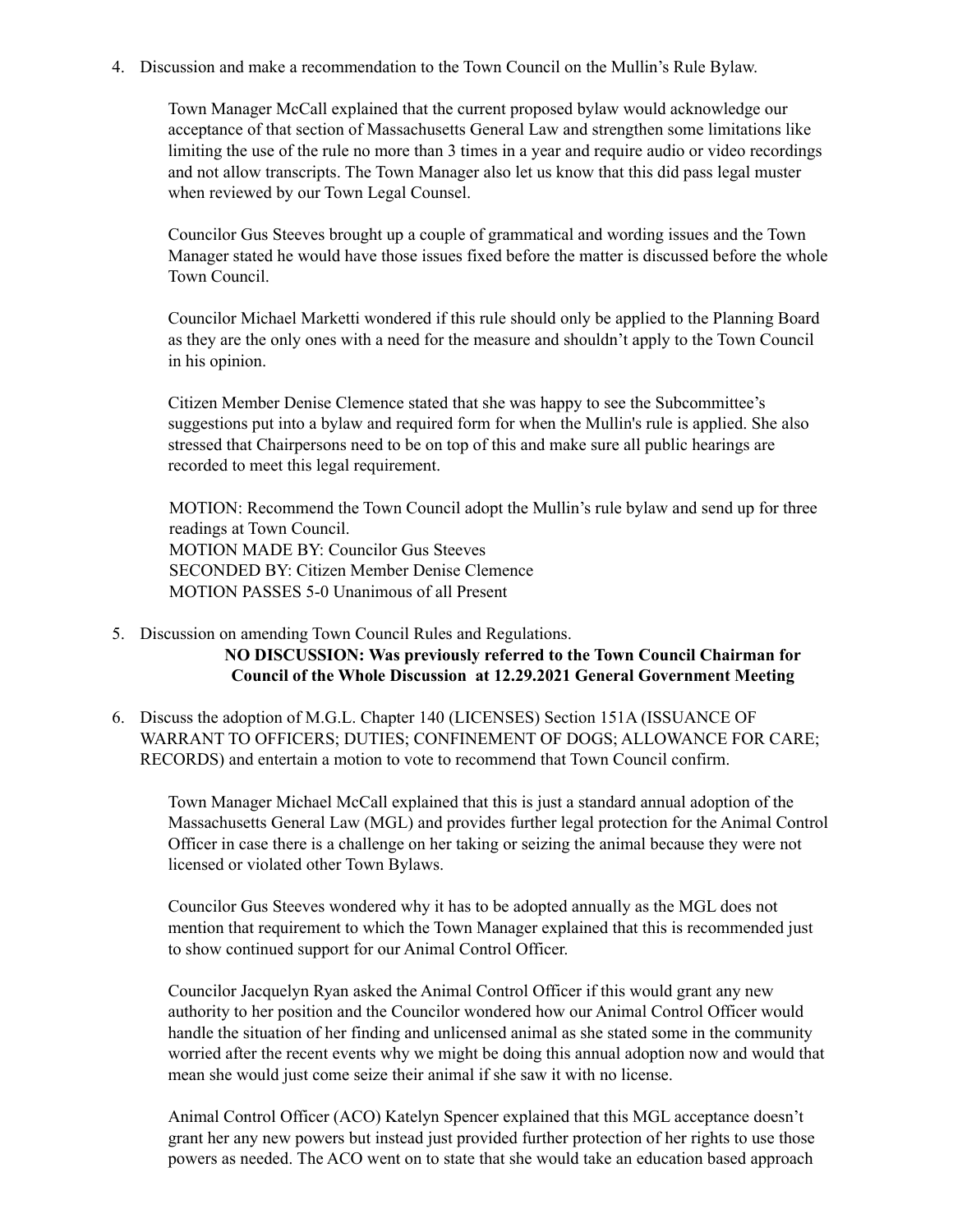4. Discussion and make a recommendation to the Town Council on the Mullin's Rule Bylaw.

   Town Manager McCall explained that the current proposed bylaw would acknowledge our acceptance of that section of Massachusetts General Law and strengthen some limitations like limiting the use of the rule no more than 3 times in a year and require audio or video recordings and not allow transcripts. The Town Manager also let us know that this did pass legal muster when reviewed by our Town Legal Counsel.

   Councilor Gus Steeves brought up a couple of grammatical and wording issues and the Town Manager stated he would have those issues fixed before the matter is discussed before the whole Town Council.

   Councilor Michael Marketti wondered if this rule should only be applied to the Planning Board as they are the only ones with a need for the measure and shouldn't apply to the Town Council in his opinion.

   Citizen Member Denise Clemence stated that she was happy to see the Subcommittee's suggestions put into a bylaw and required form for when the Mullin's rule is applied. She also stressed that Chairpersons need to be on top of this and make sure all public hearings are recorded to meet this legal requirement.

   MOTION: Recommend the Town Council adopt the Mullin's rule bylaw and send up for three readings at Town Council.
   MOTION MADE BY: Councilor Gus Steeves
   SECONDED BY: Citizen Member Denise Clemence
   MOTION PASSES 5-0 Unanimous of all Present

5. Discussion on amending Town Council Rules and Regulations.

   **NO DISCUSSION: Was previously referred to the Town Council Chairman for Council of the Whole Discussion at 12.29.2021 General Government Meeting**

6. Discuss the adoption of M.G.L. Chapter 140 (LICENSES) Section 151A (ISSUANCE OF WARRANT TO OFFICERS; DUTIES; CONFINEMENT OF DOGS; ALLOWANCE FOR CARE; RECORDS) and entertain a motion to vote to recommend that Town Council confirm.

   Town Manager Michael McCall explained that this is just a standard annual adoption of the Massachusetts General Law (MGL) and provides further legal protection for the Animal Control Officer in case there is a challenge on her taking or seizing the animal because they were not licensed or violated other Town Bylaws.

   Councilor Gus Steeves wondered why it has to be adopted annually as the MGL does not mention that requirement to which the Town Manager explained that this is recommended just to show continued support for our Animal Control Officer.

   Councilor Jacquelyn Ryan asked the Animal Control Officer if this would grant any new authority to her position and the Councilor wondered how our Animal Control Officer would handle the situation of her finding and unlicensed animal as she stated some in the community worried after the recent events why we might be doing this annual adoption now and would that mean she would just come seize their animal if she saw it with no license.

   Animal Control Officer (ACO) Katelyn Spencer explained that this MGL acceptance doesn't grant her any new powers but instead just provided further protection of her rights to use those powers as needed. The ACO went on to state that she would take an education based approach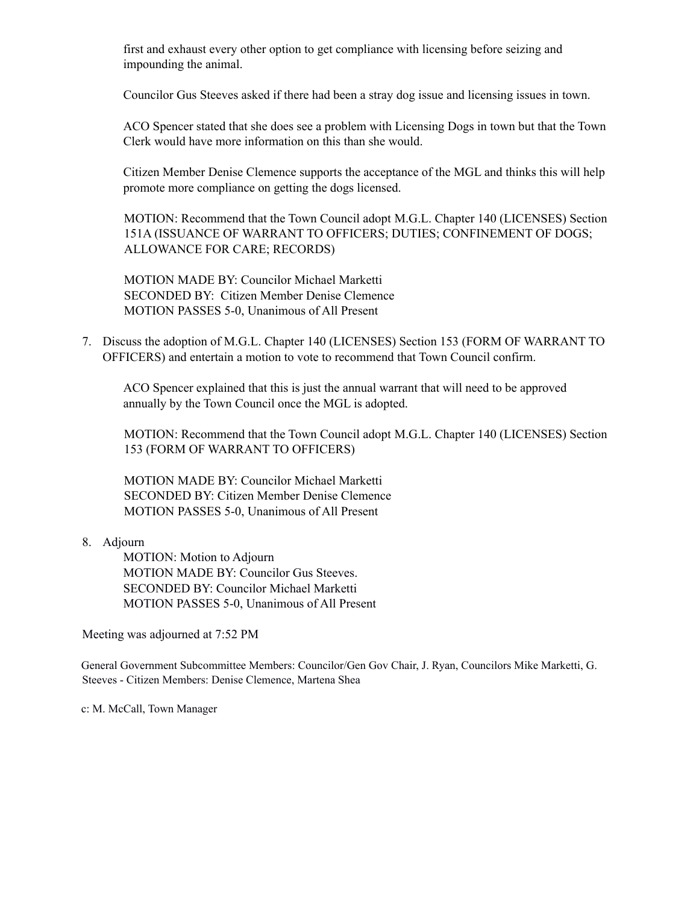first and exhaust every other option to get compliance with licensing before seizing and impounding the animal.

Councilor Gus Steeves asked if there had been a stray dog issue and licensing issues in town.

ACO Spencer stated that she does see a problem with Licensing Dogs in town but that the Town Clerk would have more information on this than she would.

Citizen Member Denise Clemence supports the acceptance of the MGL and thinks this will help promote more compliance on getting the dogs licensed.

MOTION: Recommend that the Town Council adopt M.G.L. Chapter 140 (LICENSES) Section 151A (ISSUANCE OF WARRANT TO OFFICERS; DUTIES; CONFINEMENT OF DOGS; ALLOWANCE FOR CARE; RECORDS)

MOTION MADE BY: Councilor Michael Marketti
SECONDED BY: Citizen Member Denise Clemence
MOTION PASSES 5-0, Unanimous of All Present

7. Discuss the adoption of M.G.L. Chapter 140 (LICENSES) Section 153 (FORM OF WARRANT TO OFFICERS) and entertain a motion to vote to recommend that Town Council confirm.

   ACO Spencer explained that this is just the annual warrant that will need to be approved annually by the Town Council once the MGL is adopted.

   MOTION: Recommend that the Town Council adopt M.G.L. Chapter 140 (LICENSES) Section 153 (FORM OF WARRANT TO OFFICERS)

   MOTION MADE BY: Councilor Michael Marketti
   SECONDED BY: Citizen Member Denise Clemence
   MOTION PASSES 5-0, Unanimous of All Present

8. Adjourn
   MOTION: Motion to Adjourn
   MOTION MADE BY: Councilor Gus Steeves.
   SECONDED BY: Councilor Michael Marketti
   MOTION PASSES 5-0, Unanimous of All Present

Meeting was adjourned at 7:52 PM

General Government Subcommittee Members: Councilor/Gen Gov Chair, J. Ryan, Councilors Mike Marketti, G. Steeves - Citizen Members: Denise Clemence, Martena Shea

c: M. McCall, Town Manager